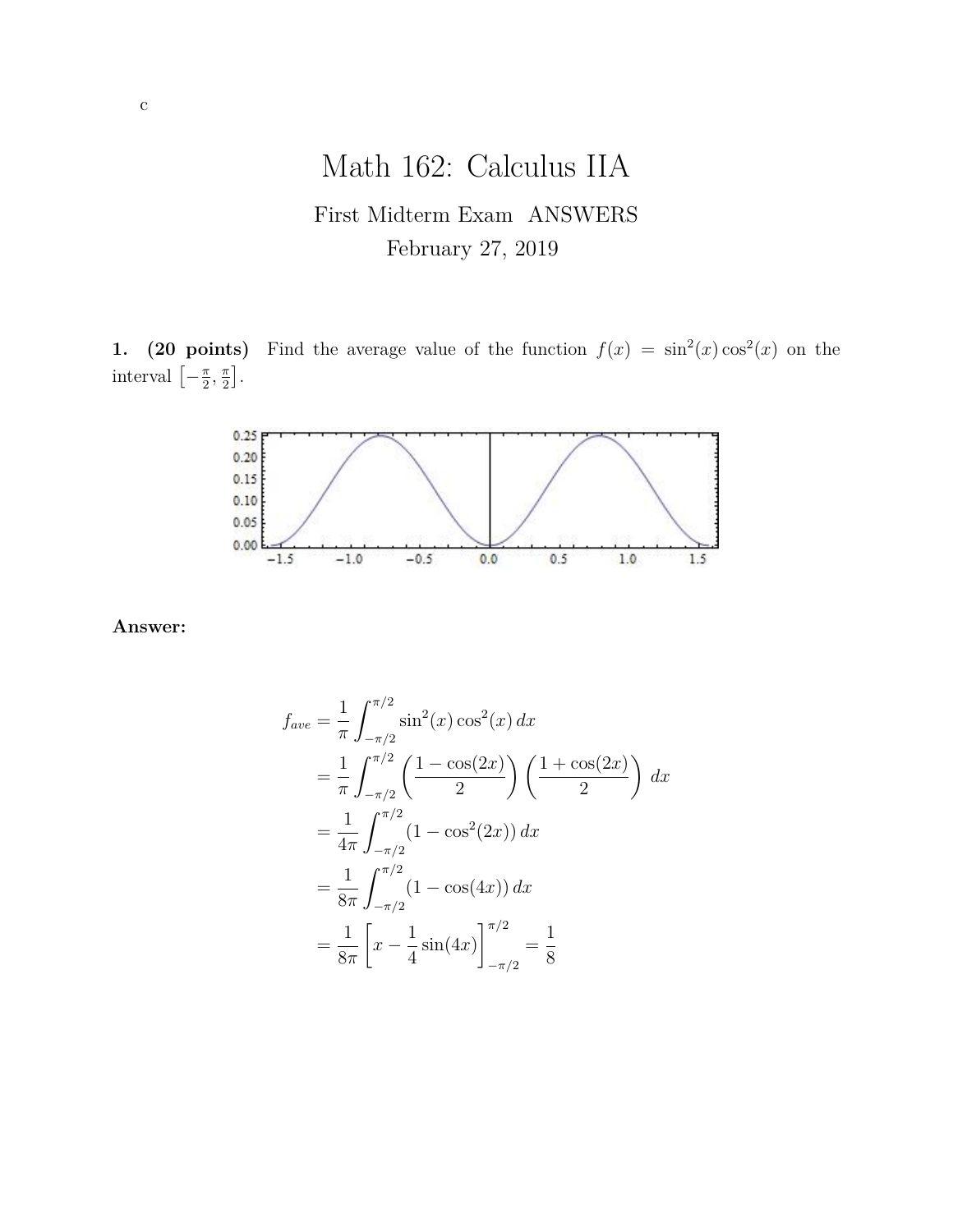c

# Math 162: Calculus IIA

First Midterm Exam ANSWERS

February 27, 2019

**1. (20 points)** Find the average value of the function $f(x) = \sin^2(x)\cos^2(x)$ on the interval $\left[-\frac{\pi}{2}, \frac{\pi}{2}\right]$.

**Answer:**

$$
\begin{aligned}
f_{ave} &= \frac{1}{\pi}\int_{-\pi/2}^{\pi/2} \sin^2(x)\cos^2(x)\,dx \\
&= \frac{1}{\pi}\int_{-\pi/2}^{\pi/2} \left(\frac{1-\cos(2x)}{2}\right)\left(\frac{1+\cos(2x)}{2}\right)\,dx \\
&= \frac{1}{4\pi}\int_{-\pi/2}^{\pi/2} (1-\cos^2(2x))\,dx \\
&= \frac{1}{8\pi}\int_{-\pi/2}^{\pi/2} (1-\cos(4x))\,dx \\
&= \frac{1}{8\pi}\left[x - \frac{1}{4}\sin(4x)\right]_{-\pi/2}^{\pi/2} = \frac{1}{8}
\end{aligned}
$$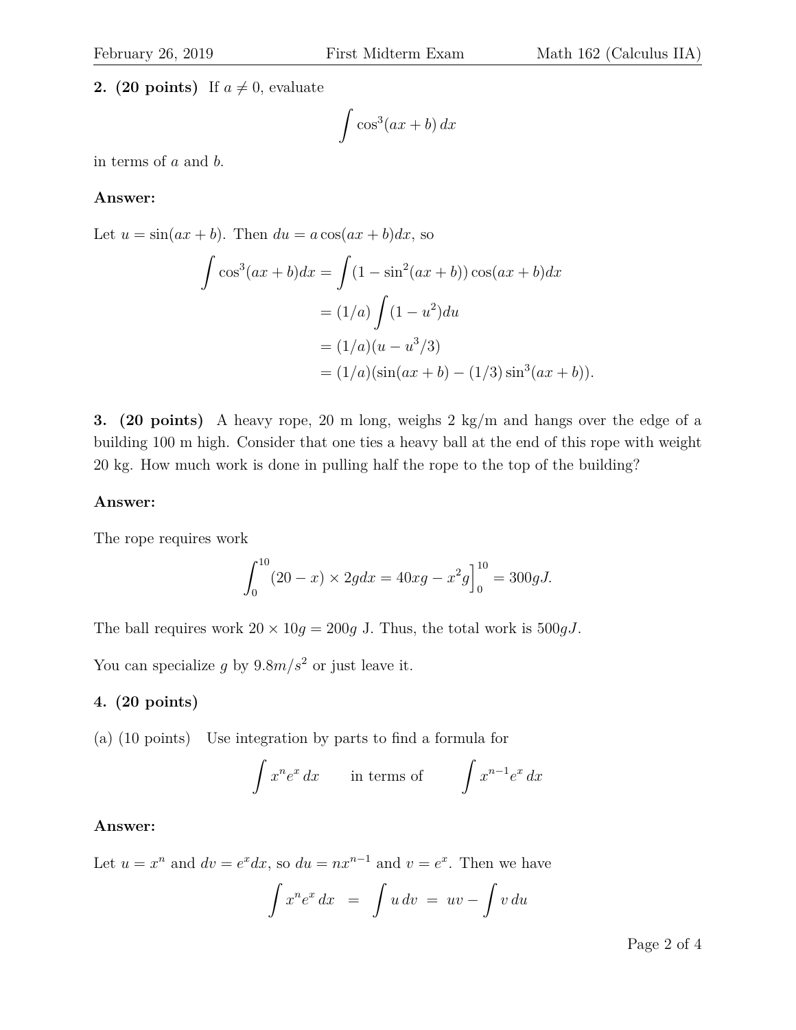**2. (20 points)** If $a \neq 0$, evaluate

$$\int \cos^3(ax + b)\, dx$$

in terms of $a$ and $b$.

**Answer:**

Let $u = \sin(ax + b)$. Then $du = a\cos(ax + b)dx$, so

$$\begin{aligned}
\int \cos^3(ax+b)dx &= \int (1 - \sin^2(ax+b))\cos(ax+b)dx \\
&= (1/a)\int (1 - u^2)du \\
&= (1/a)(u - u^3/3) \\
&= (1/a)(\sin(ax+b) - (1/3)\sin^3(ax+b)).
\end{aligned}$$

**3. (20 points)** A heavy rope, 20 m long, weighs 2 kg/m and hangs over the edge of a building 100 m high. Consider that one ties a heavy ball at the end of this rope with weight 20 kg. How much work is done in pulling half the rope to the top of the building?

**Answer:**

The rope requires work

$$\int_0^{10} (20 - x) \times 2g dx = 40xg - x^2 g\Big]_0^{10} = 300gJ.$$

The ball requires work $20 \times 10g = 200g$ J. Thus, the total work is $500gJ$.

You can specialize $g$ by $9.8m/s^2$ or just leave it.

**4. (20 points)**

(a) (10 points) Use integration by parts to find a formula for

$$\int x^n e^x\, dx \qquad \text{in terms of} \qquad \int x^{n-1} e^x\, dx$$

**Answer:**

Let $u = x^n$ and $dv = e^x dx$, so $du = nx^{n-1}$ and $v = e^x$. Then we have

$$\int x^n e^x\, dx \;=\; \int u\, dv \;=\; uv - \int v\, du$$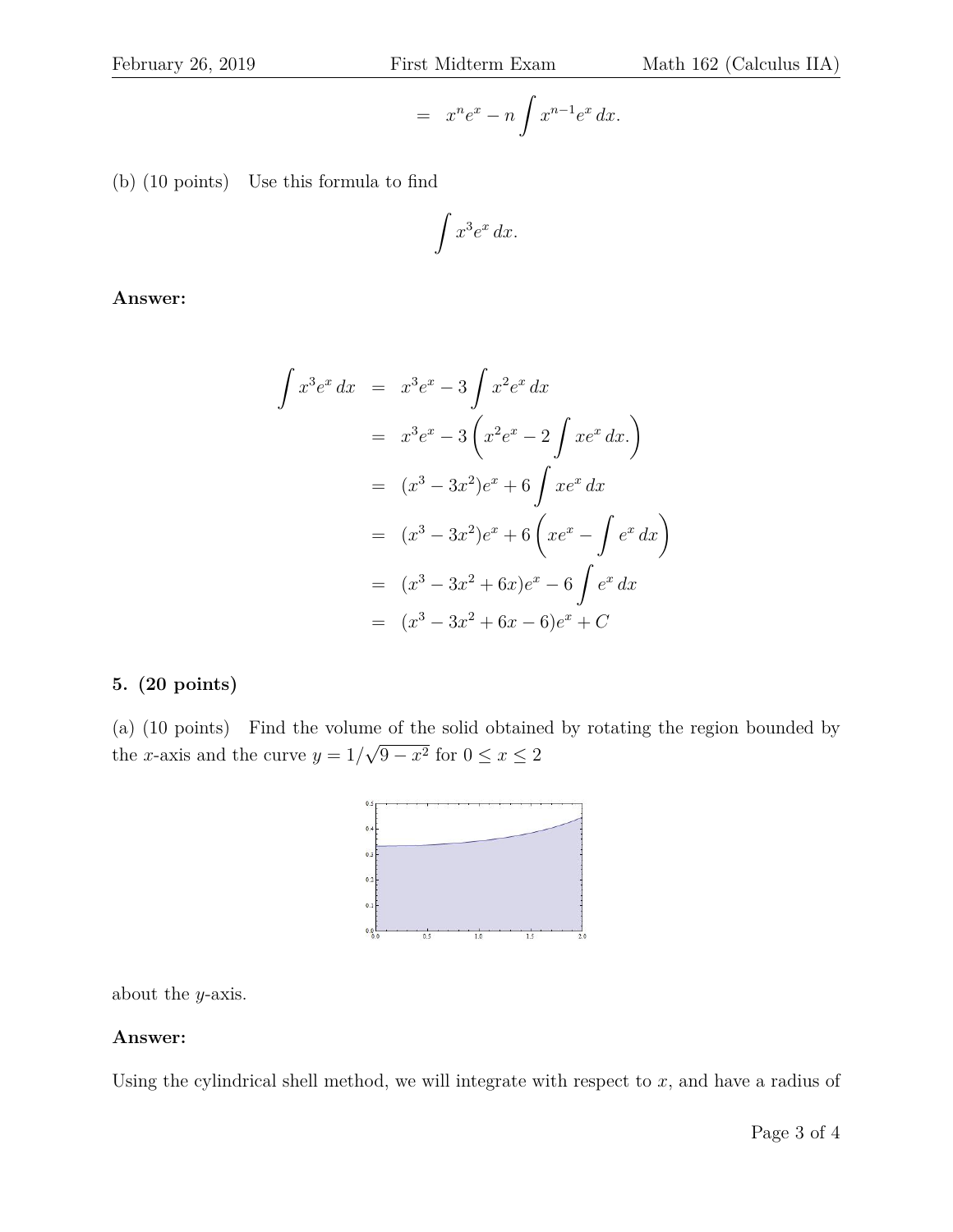$$= x^n e^x - n \int x^{n-1} e^x \, dx.$$

(b) (10 points) Use this formula to find

$$\int x^3 e^x \, dx.$$

**Answer:**

$$\begin{aligned}
\int x^3 e^x \, dx &= x^3 e^x - 3 \int x^2 e^x \, dx \\
&= x^3 e^x - 3 \left( x^2 e^x - 2 \int x e^x \, dx. \right) \\
&= (x^3 - 3x^2) e^x + 6 \int x e^x \, dx \\
&= (x^3 - 3x^2) e^x + 6 \left( x e^x - \int e^x \, dx \right) \\
&= (x^3 - 3x^2 + 6x) e^x - 6 \int e^x \, dx \\
&= (x^3 - 3x^2 + 6x - 6) e^x + C
\end{aligned}$$

**5. (20 points)**

(a) (10 points) Find the volume of the solid obtained by rotating the region bounded by the $x$-axis and the curve $y = 1/\sqrt{9 - x^2}$ for $0 \le x \le 2$

about the $y$-axis.

**Answer:**

Using the cylindrical shell method, we will integrate with respect to $x$, and have a radius of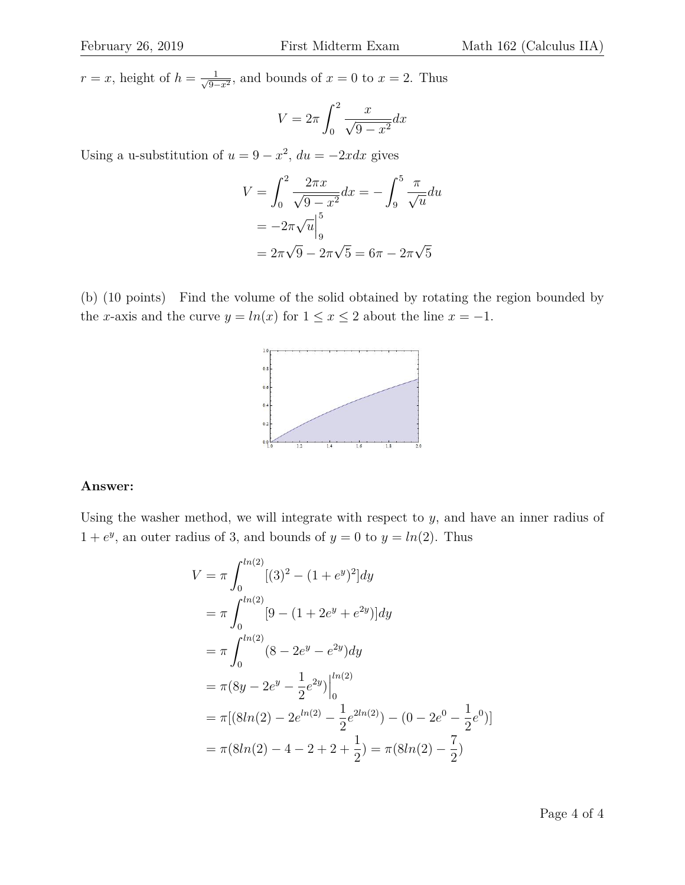$r = x$, height of $h = \frac{1}{\sqrt{9-x^2}}$, and bounds of $x = 0$ to $x = 2$. Thus

$$V = 2\pi \int_0^2 \frac{x}{\sqrt{9-x^2}} dx$$

Using a u-substitution of $u = 9 - x^2$, $du = -2xdx$ gives

$$\begin{aligned}
V &= \int_0^2 \frac{2\pi x}{\sqrt{9-x^2}} dx = -\int_9^5 \frac{\pi}{\sqrt{u}} du \\
&= -2\pi\sqrt{u}\Big|_9^5 \\
&= 2\pi\sqrt{9} - 2\pi\sqrt{5} = 6\pi - 2\pi\sqrt{5}
\end{aligned}$$

(b) (10 points) Find the volume of the solid obtained by rotating the region bounded by the $x$-axis and the curve $y = ln(x)$ for $1 \leq x \leq 2$ about the line $x = -1$.

1.0
0.8
0.6
0.4
0.2
0.0
1.0 1.2 1.4 1.6 1.8 2.0

**Answer:**

Using the washer method, we will integrate with respect to $y$, and have an inner radius of $1 + e^y$, an outer radius of 3, and bounds of $y = 0$ to $y = ln(2)$. Thus

$$\begin{aligned}
V &= \pi \int_0^{ln(2)} [(3)^2 - (1 + e^y)^2] dy \\
&= \pi \int_0^{ln(2)} [9 - (1 + 2e^y + e^{2y})] dy \\
&= \pi \int_0^{ln(2)} (8 - 2e^y - e^{2y}) dy \\
&= \pi (8y - 2e^y - \frac{1}{2}e^{2y})\Big|_0^{ln(2)} \\
&= \pi[(8ln(2) - 2e^{ln(2)} - \frac{1}{2}e^{2ln(2)}) - (0 - 2e^0 - \frac{1}{2}e^0)] \\
&= \pi(8ln(2) - 4 - 2 + 2 + \frac{1}{2}) = \pi(8ln(2) - \frac{7}{2})
\end{aligned}$$